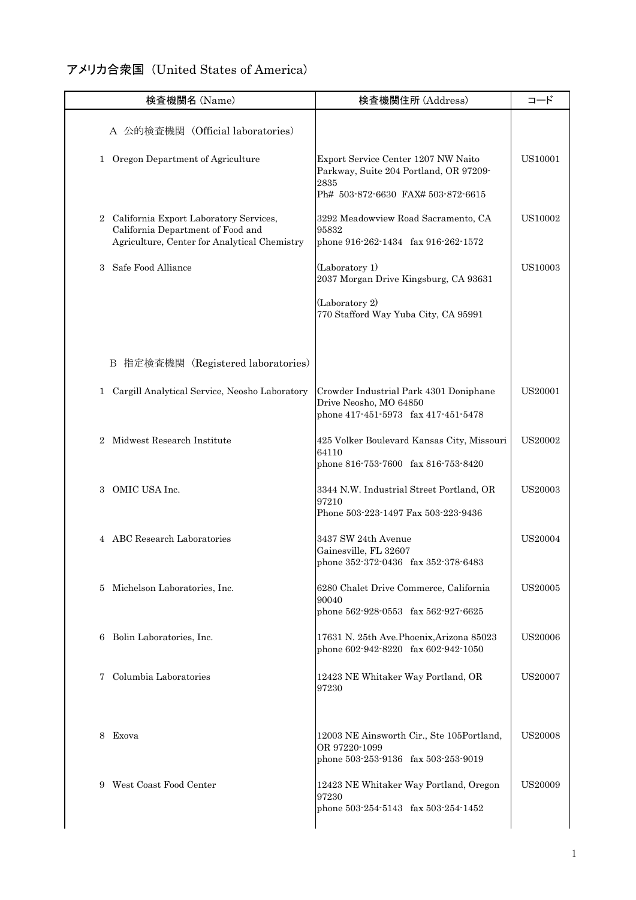# アメリカ合衆国（United States of America）

| 検査機関名 (Name) | 検査機関住所 (Address) | コード |
|---|---|---|
| A 公的検査機関（Official laboratories） | | |
| 1 Oregon Department of Agriculture | Export Service Center 1207 NW Naito Parkway, Suite 204 Portland, OR 97209-2835<br>Ph# 503-872-6630 FAX# 503-872-6615 | US10001 |
| 2 California Export Laboratory Services, California Department of Food and Agriculture, Center for Analytical Chemistry | 3292 Meadowview Road Sacramento, CA 95832<br>phone 916-262-1434 fax 916-262-1572 | US10002 |
| 3 Safe Food Alliance | (Laboratory 1)<br>2037 Morgan Drive Kingsburg, CA 93631<br>(Laboratory 2)<br>770 Stafford Way Yuba City, CA 95991 | US10003 |
| B 指定検査機関（Registered laboratories） | | |
| 1 Cargill Analytical Service, Neosho Laboratory | Crowder Industrial Park 4301 Doniphane Drive Neosho, MO 64850<br>phone 417-451-5973 fax 417-451-5478 | US20001 |
| 2 Midwest Research Institute | 425 Volker Boulevard Kansas City, Missouri 64110<br>phone 816-753-7600 fax 816-753-8420 | US20002 |
| 3 OMIC USA Inc. | 3344 N.W. Industrial Street Portland, OR 97210<br>Phone 503-223-1497 Fax 503-223-9436 | US20003 |
| 4 ABC Research Laboratories | 3437 SW 24th Avenue<br>Gainesville, FL 32607<br>phone 352-372-0436 fax 352-378-6483 | US20004 |
| 5 Michelson Laboratories, Inc. | 6280 Chalet Drive Commerce, California 90040<br>phone 562-928-0553 fax 562-927-6625 | US20005 |
| 6 Bolin Laboratories, Inc. | 17631 N. 25th Ave.Phoenix,Arizona 85023<br>phone 602-942-8220 fax 602-942-1050 | US20006 |
| 7 Columbia Laboratories | 12423 NE Whitaker Way Portland, OR 97230 | US20007 |
| 8 Exova | 12003 NE Ainsworth Cir., Ste 105Portland, OR 97220-1099<br>phone 503-253-9136 fax 503-253-9019 | US20008 |
| 9 West Coast Food Center | 12423 NE Whitaker Way Portland, Oregon 97230<br>phone 503-254-5143 fax 503-254-1452 | US20009 |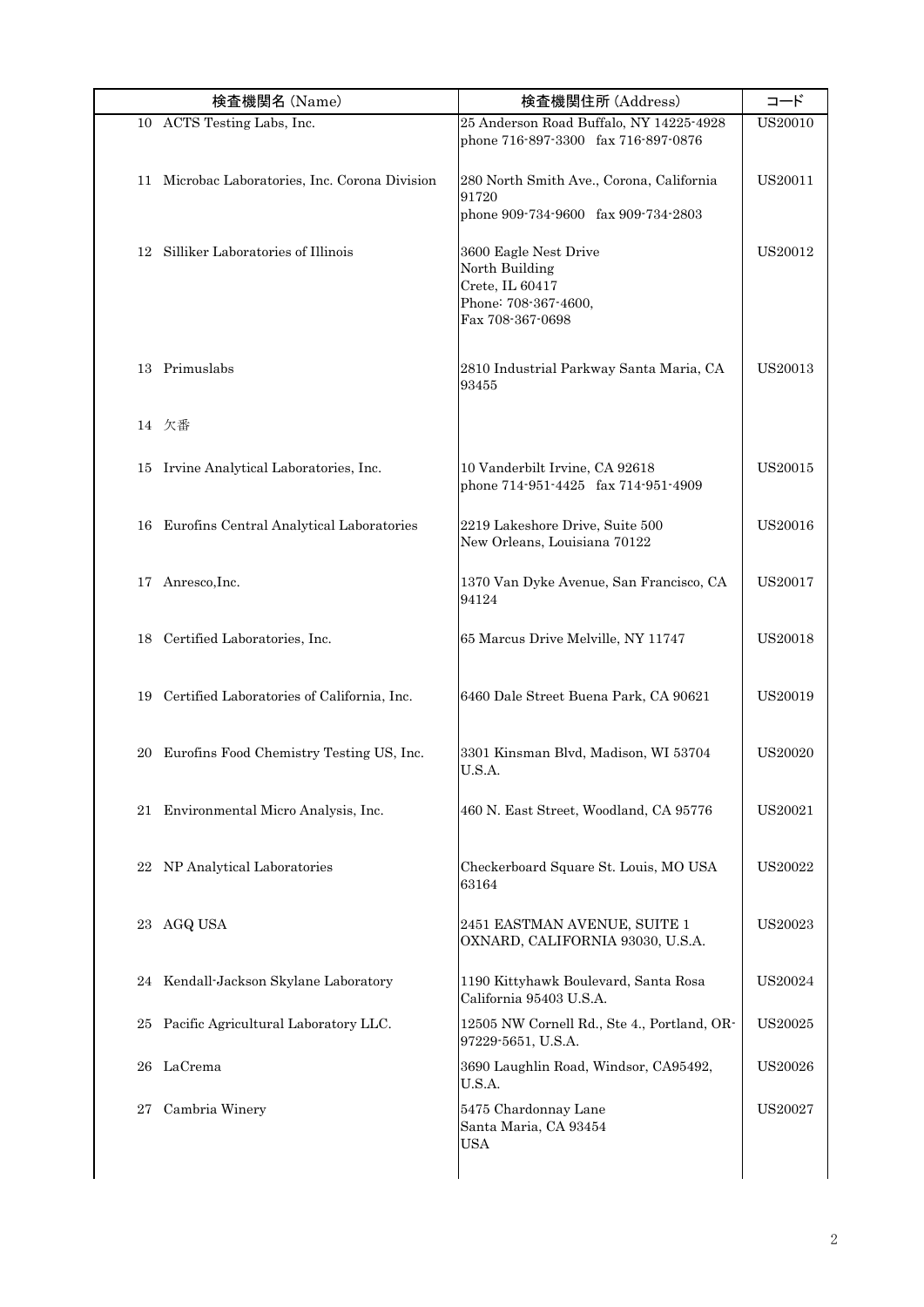| 検査機関名 (Name) | 検査機関住所 (Address) | コード |
|---|---|---|
| 10 ACTS Testing Labs, Inc. | 25 Anderson Road Buffalo, NY 14225-4928<br>phone 716-897-3300 fax 716-897-0876 | US20010 |
| 11 Microbac Laboratories, Inc. Corona Division | 280 North Smith Ave., Corona, California 91720<br>phone 909-734-9600 fax 909-734-2803 | US20011 |
| 12 Silliker Laboratories of Illinois | 3600 Eagle Nest Drive<br>North Building<br>Crete, IL 60417<br>Phone: 708-367-4600,<br>Fax 708-367-0698 | US20012 |
| 13 Primuslabs | 2810 Industrial Parkway Santa Maria, CA 93455 | US20013 |
| 14 欠番 | | |
| 15 Irvine Analytical Laboratories, Inc. | 10 Vanderbilt Irvine, CA 92618<br>phone 714-951-4425 fax 714-951-4909 | US20015 |
| 16 Eurofins Central Analytical Laboratories | 2219 Lakeshore Drive, Suite 500<br>New Orleans, Louisiana 70122 | US20016 |
| 17 Anresco,Inc. | 1370 Van Dyke Avenue, San Francisco, CA 94124 | US20017 |
| 18 Certified Laboratories, Inc. | 65 Marcus Drive Melville, NY 11747 | US20018 |
| 19 Certified Laboratories of California, Inc. | 6460 Dale Street Buena Park, CA 90621 | US20019 |
| 20 Eurofins Food Chemistry Testing US, Inc. | 3301 Kinsman Blvd, Madison, WI 53704 U.S.A. | US20020 |
| 21 Environmental Micro Analysis, Inc. | 460 N. East Street, Woodland, CA 95776 | US20021 |
| 22 NP Analytical Laboratories | Checkerboard Square St. Louis, MO USA 63164 | US20022 |
| 23 AGQ USA | 2451 EASTMAN AVENUE, SUITE 1<br>OXNARD, CALIFORNIA 93030, U.S.A. | US20023 |
| 24 Kendall-Jackson Skylane Laboratory | 1190 Kittyhawk Boulevard, Santa Rosa California 95403 U.S.A. | US20024 |
| 25 Pacific Agricultural Laboratory LLC. | 12505 NW Cornell Rd., Ste 4., Portland, OR-97229-5651, U.S.A. | US20025 |
| 26 LaCrema | 3690 Laughlin Road, Windsor, CA95492, U.S.A. | US20026 |
| 27 Cambria Winery | 5475 Chardonnay Lane<br>Santa Maria, CA 93454<br>USA | US20027 |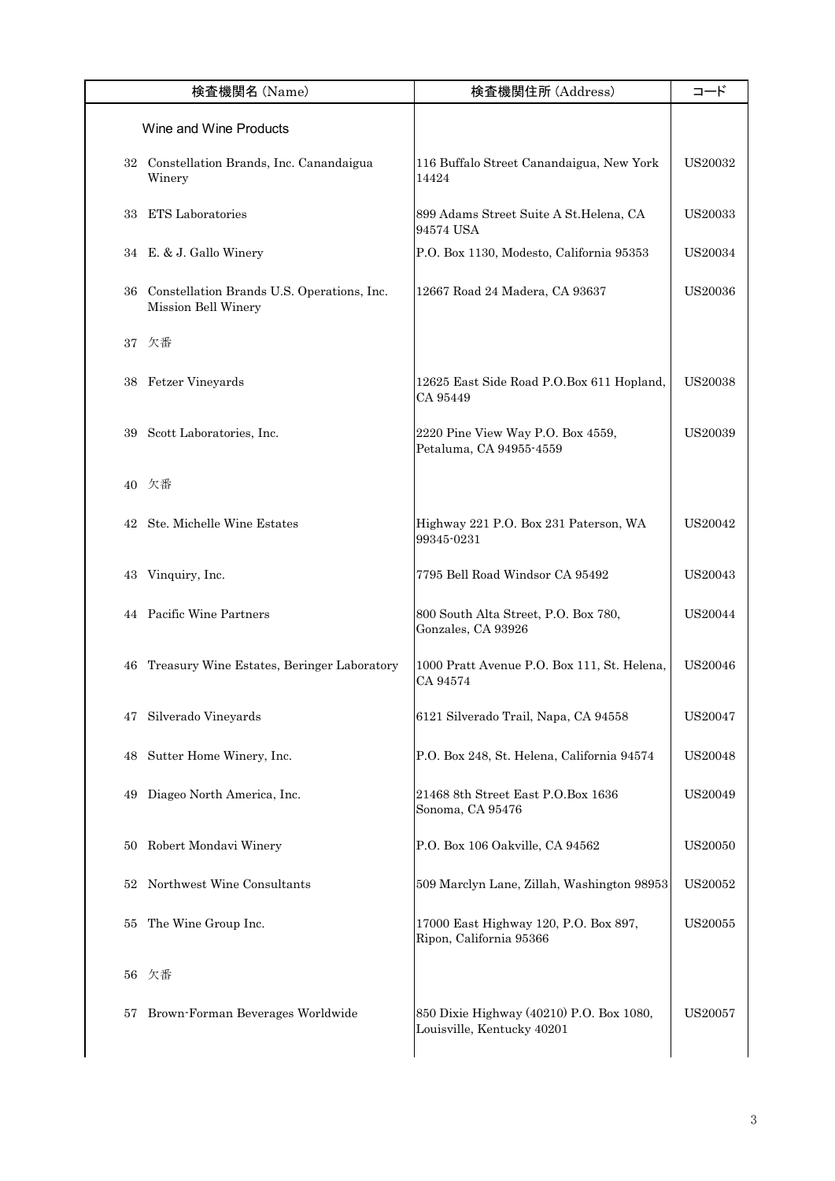| 検査機関名 (Name) | 検査機関住所 (Address) | コード |
|---|---|---|
| Wine and Wine Products | | |
| 32 Constellation Brands, Inc. Canandaigua Winery | 116 Buffalo Street Canandaigua, New York 14424 | US20032 |
| 33 ETS Laboratories | 899 Adams Street Suite A St.Helena, CA 94574 USA | US20033 |
| 34 E. & J. Gallo Winery | P.O. Box 1130, Modesto, California 95353 | US20034 |
| 36 Constellation Brands U.S. Operations, Inc. Mission Bell Winery | 12667 Road 24 Madera, CA 93637 | US20036 |
| 37 欠番 | | |
| 38 Fetzer Vineyards | 12625 East Side Road P.O.Box 611 Hopland, CA 95449 | US20038 |
| 39 Scott Laboratories, Inc. | 2220 Pine View Way P.O. Box 4559, Petaluma, CA 94955-4559 | US20039 |
| 40 欠番 | | |
| 42 Ste. Michelle Wine Estates | Highway 221 P.O. Box 231 Paterson, WA 99345-0231 | US20042 |
| 43 Vinquiry, Inc. | 7795 Bell Road Windsor CA 95492 | US20043 |
| 44 Pacific Wine Partners | 800 South Alta Street, P.O. Box 780, Gonzales, CA 93926 | US20044 |
| 46 Treasury Wine Estates, Beringer Laboratory | 1000 Pratt Avenue P.O. Box 111, St. Helena, CA 94574 | US20046 |
| 47 Silverado Vineyards | 6121 Silverado Trail, Napa, CA 94558 | US20047 |
| 48 Sutter Home Winery, Inc. | P.O. Box 248, St. Helena, California 94574 | US20048 |
| 49 Diageo North America, Inc. | 21468 8th Street East P.O.Box 1636 Sonoma, CA 95476 | US20049 |
| 50 Robert Mondavi Winery | P.O. Box 106 Oakville, CA 94562 | US20050 |
| 52 Northwest Wine Consultants | 509 Marclyn Lane, Zillah, Washington 98953 | US20052 |
| 55 The Wine Group Inc. | 17000 East Highway 120, P.O. Box 897, Ripon, California 95366 | US20055 |
| 56 欠番 | | |
| 57 Brown-Forman Beverages Worldwide | 850 Dixie Highway (40210) P.O. Box 1080, Louisville, Kentucky 40201 | US20057 |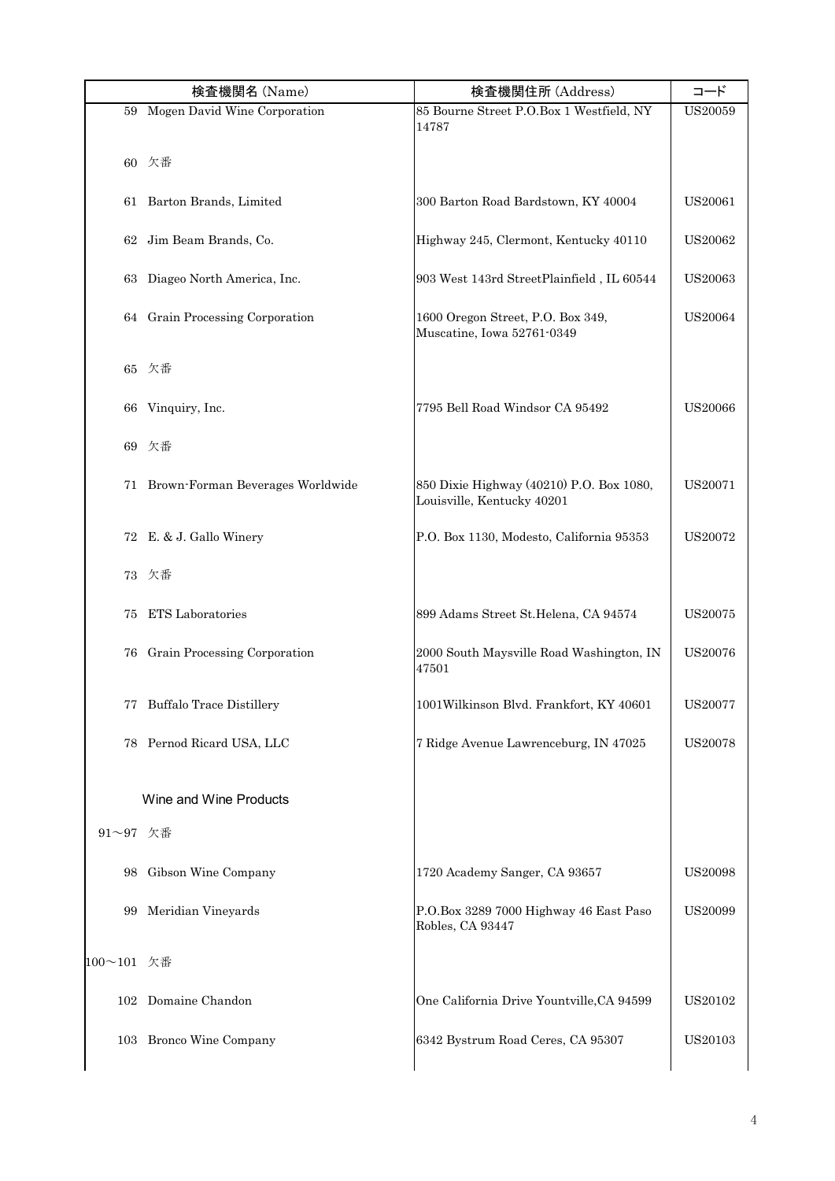| | 検査機関名 (Name) | 検査機関住所 (Address) | コード |
|---|---|---|---|
| 59 | Mogen David Wine Corporation | 85 Bourne Street P.O.Box 1 Westfield, NY 14787 | US20059 |
| 60 | 欠番 | | |
| 61 | Barton Brands, Limited | 300 Barton Road Bardstown, KY 40004 | US20061 |
| 62 | Jim Beam Brands, Co. | Highway 245, Clermont, Kentucky 40110 | US20062 |
| 63 | Diageo North America, Inc. | 903 West 143rd StreetPlainfield , IL 60544 | US20063 |
| 64 | Grain Processing Corporation | 1600 Oregon Street, P.O. Box 349, Muscatine, Iowa 52761-0349 | US20064 |
| 65 | 欠番 | | |
| 66 | Vinquiry, Inc. | 7795 Bell Road Windsor CA 95492 | US20066 |
| 69 | 欠番 | | |
| 71 | Brown-Forman Beverages Worldwide | 850 Dixie Highway (40210) P.O. Box 1080, Louisville, Kentucky 40201 | US20071 |
| 72 | E. & J. Gallo Winery | P.O. Box 1130, Modesto, California 95353 | US20072 |
| 73 | 欠番 | | |
| 75 | ETS Laboratories | 899 Adams Street St.Helena, CA 94574 | US20075 |
| 76 | Grain Processing Corporation | 2000 South Maysville Road Washington, IN 47501 | US20076 |
| 77 | Buffalo Trace Distillery | 1001Wilkinson Blvd. Frankfort, KY 40601 | US20077 |
| 78 | Pernod Ricard USA, LLC | 7 Ridge Avenue Lawrenceburg, IN 47025 | US20078 |
| | Wine and Wine Products | | |
| 91～97 | 欠番 | | |
| 98 | Gibson Wine Company | 1720 Academy Sanger, CA 93657 | US20098 |
| 99 | Meridian Vineyards | P.O.Box 3289 7000 Highway 46 East Paso Robles, CA 93447 | US20099 |
| 100～101 | 欠番 | | |
| 102 | Domaine Chandon | One California Drive Yountville,CA 94599 | US20102 |
| 103 | Bronco Wine Company | 6342 Bystrum Road Ceres, CA 95307 | US20103 |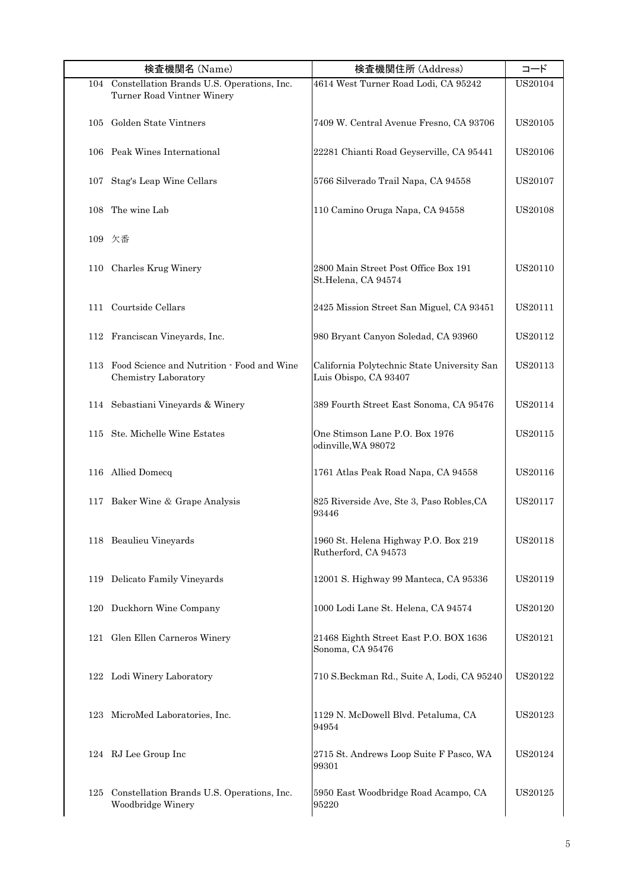| | 検査機関名 (Name) | 検査機関住所 (Address) | コード |
|---|---|---|---|
| 104 | Constellation Brands U.S. Operations, Inc. Turner Road Vintner Winery | 4614 West Turner Road Lodi, CA 95242 | US20104 |
| 105 | Golden State Vintners | 7409 W. Central Avenue Fresno, CA 93706 | US20105 |
| 106 | Peak Wines International | 22281 Chianti Road Geyserville, CA 95441 | US20106 |
| 107 | Stag's Leap Wine Cellars | 5766 Silverado Trail Napa, CA 94558 | US20107 |
| 108 | The wine Lab | 110 Camino Oruga Napa, CA 94558 | US20108 |
| 109 | 欠番 | | |
| 110 | Charles Krug Winery | 2800 Main Street Post Office Box 191 St.Helena, CA 94574 | US20110 |
| 111 | Courtside Cellars | 2425 Mission Street San Miguel, CA 93451 | US20111 |
| 112 | Franciscan Vineyards, Inc. | 980 Bryant Canyon Soledad, CA 93960 | US20112 |
| 113 | Food Science and Nutrition - Food and Wine Chemistry Laboratory | California Polytechnic State University San Luis Obispo, CA 93407 | US20113 |
| 114 | Sebastiani Vineyards & Winery | 389 Fourth Street East Sonoma, CA 95476 | US20114 |
| 115 | Ste. Michelle Wine Estates | One Stimson Lane P.O. Box 1976 odinville,WA 98072 | US20115 |
| 116 | Allied Domecq | 1761 Atlas Peak Road Napa, CA 94558 | US20116 |
| 117 | Baker Wine & Grape Analysis | 825 Riverside Ave, Ste 3, Paso Robles,CA 93446 | US20117 |
| 118 | Beaulieu Vineyards | 1960 St. Helena Highway P.O. Box 219 Rutherford, CA 94573 | US20118 |
| 119 | Delicato Family Vineyards | 12001 S. Highway 99 Manteca, CA 95336 | US20119 |
| 120 | Duckhorn Wine Company | 1000 Lodi Lane St. Helena, CA 94574 | US20120 |
| 121 | Glen Ellen Carneros Winery | 21468 Eighth Street East P.O. BOX 1636 Sonoma, CA 95476 | US20121 |
| 122 | Lodi Winery Laboratory | 710 S.Beckman Rd., Suite A, Lodi, CA 95240 | US20122 |
| 123 | MicroMed Laboratories, Inc. | 1129 N. McDowell Blvd. Petaluma, CA 94954 | US20123 |
| 124 | RJ Lee Group Inc | 2715 St. Andrews Loop Suite F Pasco, WA 99301 | US20124 |
| 125 | Constellation Brands U.S. Operations, Inc. Woodbridge Winery | 5950 East Woodbridge Road Acampo, CA 95220 | US20125 |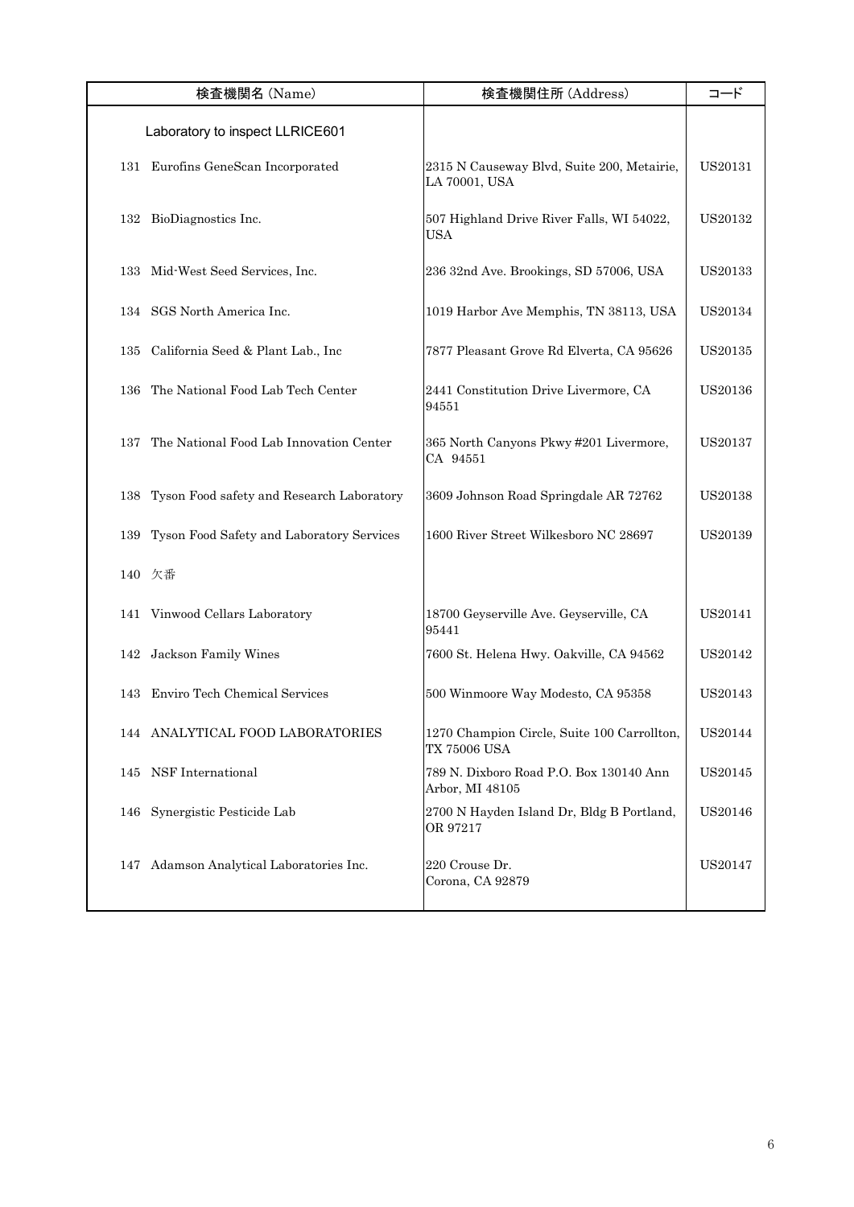| 検査機関名 (Name) | 検査機関住所 (Address) | コード |
| --- | --- | --- |
| Laboratory to inspect LLRICE601 | | |
| 131 Eurofins GeneScan Incorporated | 2315 N Causeway Blvd, Suite 200, Metairie, LA 70001, USA | US20131 |
| 132 BioDiagnostics Inc. | 507 Highland Drive River Falls, WI 54022, USA | US20132 |
| 133 Mid-West Seed Services, Inc. | 236 32nd Ave. Brookings, SD 57006, USA | US20133 |
| 134 SGS North America Inc. | 1019 Harbor Ave Memphis, TN 38113, USA | US20134 |
| 135 California Seed & Plant Lab., Inc | 7877 Pleasant Grove Rd Elverta, CA 95626 | US20135 |
| 136 The National Food Lab Tech Center | 2441 Constitution Drive Livermore, CA 94551 | US20136 |
| 137 The National Food Lab Innovation Center | 365 North Canyons Pkwy #201 Livermore, CA 94551 | US20137 |
| 138 Tyson Food safety and Research Laboratory | 3609 Johnson Road Springdale AR 72762 | US20138 |
| 139 Tyson Food Safety and Laboratory Services | 1600 River Street Wilkesboro NC 28697 | US20139 |
| 140 欠番 | | |
| 141 Vinwood Cellars Laboratory | 18700 Geyserville Ave. Geyserville, CA 95441 | US20141 |
| 142 Jackson Family Wines | 7600 St. Helena Hwy. Oakville, CA 94562 | US20142 |
| 143 Enviro Tech Chemical Services | 500 Winmoore Way Modesto, CA 95358 | US20143 |
| 144 ANALYTICAL FOOD LABORATORIES | 1270 Champion Circle, Suite 100 Carrollton, TX 75006 USA | US20144 |
| 145 NSF International | 789 N. Dixboro Road P.O. Box 130140 Ann Arbor, MI 48105 | US20145 |
| 146 Synergistic Pesticide Lab | 2700 N Hayden Island Dr, Bldg B Portland, OR 97217 | US20146 |
| 147 Adamson Analytical Laboratories Inc. | 220 Crouse Dr. Corona, CA 92879 | US20147 |